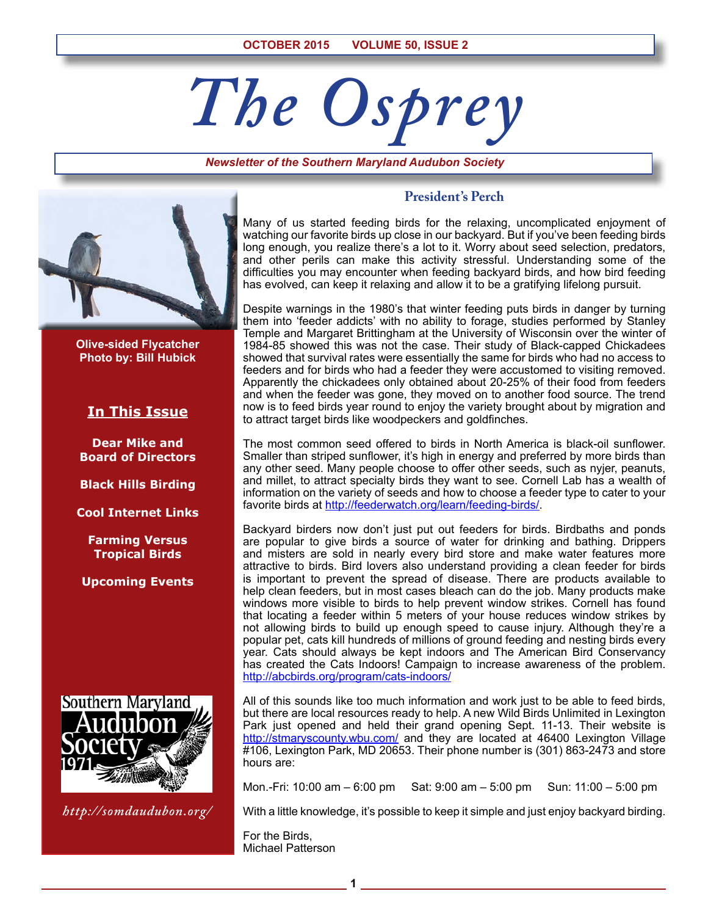OCTOBER 2015 VOLUME 50, ISSUE 2

# The Osprey

*Newsletter of the Southern Maryland Audubon Society*

**Olive-sided Flycatcher**
**Photo by: Bill Hubick**

## In This Issue

**Dear Mike and Board of Directors**

**Black Hills Birding**

**Cool Internet Links**

**Farming Versus Tropical Birds**

**Upcoming Events**

Southern Maryland Audubon Society 1971

*http://somdaudubon.org/*

## President's Perch

Many of us started feeding birds for the relaxing, uncomplicated enjoyment of watching our favorite birds up close in our backyard. But if you've been feeding birds long enough, you realize there's a lot to it. Worry about seed selection, predators, and other perils can make this activity stressful. Understanding some of the difficulties you may encounter when feeding backyard birds, and how bird feeding has evolved, can keep it relaxing and allow it to be a gratifying lifelong pursuit.

Despite warnings in the 1980's that winter feeding puts birds in danger by turning them into 'feeder addicts' with no ability to forage, studies performed by Stanley Temple and Margaret Brittingham at the University of Wisconsin over the winter of 1984-85 showed this was not the case. Their study of Black-capped Chickadees showed that survival rates were essentially the same for birds who had no access to feeders and for birds who had a feeder they were accustomed to visiting removed. Apparently the chickadees only obtained about 20-25% of their food from feeders and when the feeder was gone, they moved on to another food source. The trend now is to feed birds year round to enjoy the variety brought about by migration and to attract target birds like woodpeckers and goldfinches.

The most common seed offered to birds in North America is black-oil sunflower. Smaller than striped sunflower, it's high in energy and preferred by more birds than any other seed. Many people choose to offer other seeds, such as nyjer, peanuts, and millet, to attract specialty birds they want to see. Cornell Lab has a wealth of information on the variety of seeds and how to choose a feeder type to cater to your favorite birds at http://feederwatch.org/learn/feeding-birds/.

Backyard birders now don't just put out feeders for birds. Birdbaths and ponds are popular to give birds a source of water for drinking and bathing. Drippers and misters are sold in nearly every bird store and make water features more attractive to birds. Bird lovers also understand providing a clean feeder for birds is important to prevent the spread of disease. There are products available to help clean feeders, but in most cases bleach can do the job. Many products make windows more visible to birds to help prevent window strikes. Cornell has found that locating a feeder within 5 meters of your house reduces window strikes by not allowing birds to build up enough speed to cause injury. Although they're a popular pet, cats kill hundreds of millions of ground feeding and nesting birds every year. Cats should always be kept indoors and The American Bird Conservancy has created the Cats Indoors! Campaign to increase awareness of the problem. http://abcbirds.org/program/cats-indoors/

All of this sounds like too much information and work just to be able to feed birds, but there are local resources ready to help. A new Wild Birds Unlimited in Lexington Park just opened and held their grand opening Sept. 11-13. Their website is http://stmaryscounty.wbu.com/ and they are located at 46400 Lexington Village #106, Lexington Park, MD 20653. Their phone number is (301) 863-2473 and store hours are:

Mon.-Fri: 10:00 am – 6:00 pm Sat: 9:00 am – 5:00 pm Sun: 11:00 – 5:00 pm

With a little knowledge, it's possible to keep it simple and just enjoy backyard birding.

For the Birds,
Michael Patterson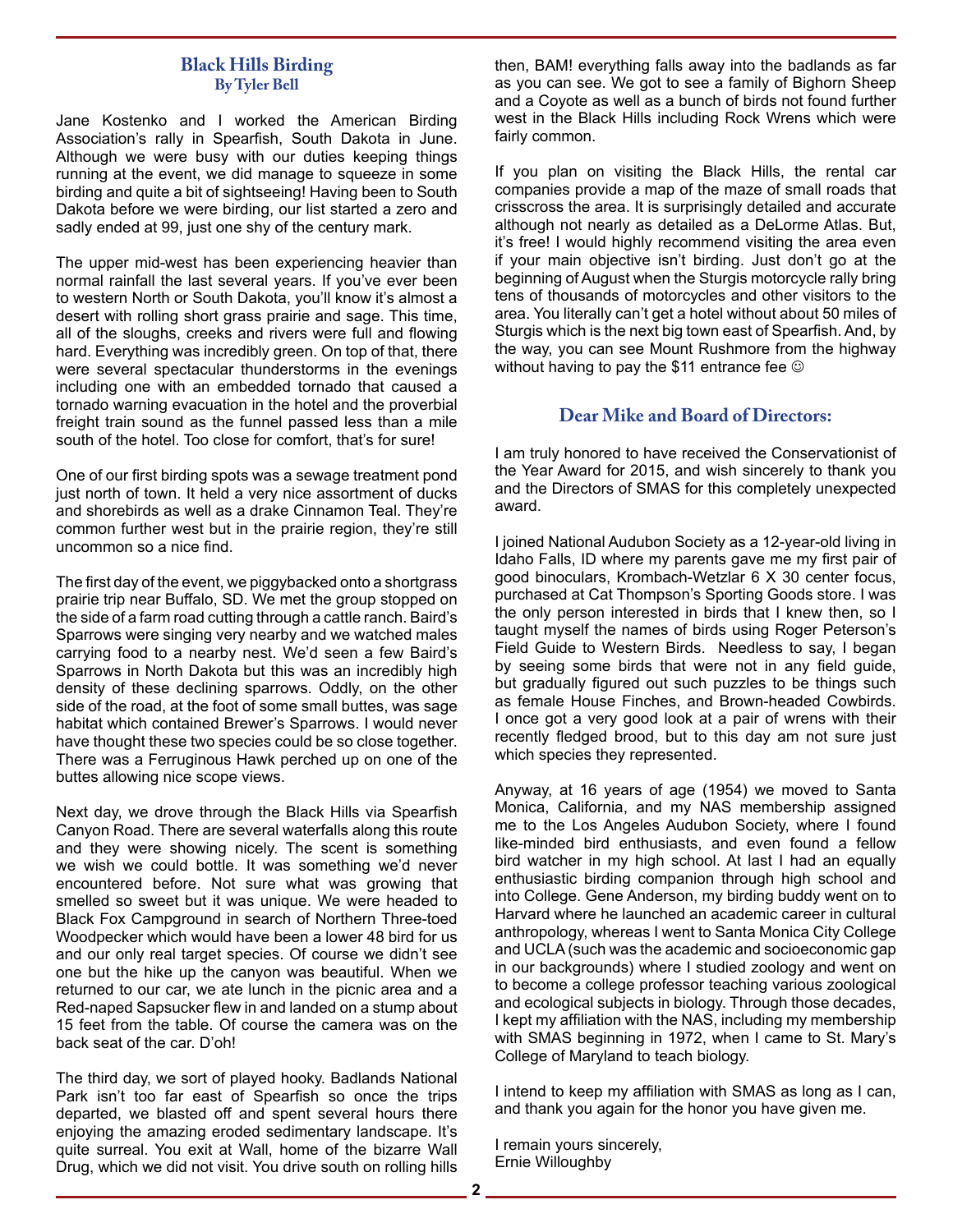## Black Hills Birding

**By Tyler Bell**

Jane Kostenko and I worked the American Birding Association's rally in Spearfish, South Dakota in June. Although we were busy with our duties keeping things running at the event, we did manage to squeeze in some birding and quite a bit of sightseeing! Having been to South Dakota before we were birding, our list started a zero and sadly ended at 99, just one shy of the century mark.

The upper mid-west has been experiencing heavier than normal rainfall the last several years. If you've ever been to western North or South Dakota, you'll know it's almost a desert with rolling short grass prairie and sage. This time, all of the sloughs, creeks and rivers were full and flowing hard. Everything was incredibly green. On top of that, there were several spectacular thunderstorms in the evenings including one with an embedded tornado that caused a tornado warning evacuation in the hotel and the proverbial freight train sound as the funnel passed less than a mile south of the hotel. Too close for comfort, that's for sure!

One of our first birding spots was a sewage treatment pond just north of town. It held a very nice assortment of ducks and shorebirds as well as a drake Cinnamon Teal. They're common further west but in the prairie region, they're still uncommon so a nice find.

The first day of the event, we piggybacked onto a shortgrass prairie trip near Buffalo, SD. We met the group stopped on the side of a farm road cutting through a cattle ranch. Baird's Sparrows were singing very nearby and we watched males carrying food to a nearby nest. We'd seen a few Baird's Sparrows in North Dakota but this was an incredibly high density of these declining sparrows. Oddly, on the other side of the road, at the foot of some small buttes, was sage habitat which contained Brewer's Sparrows. I would never have thought these two species could be so close together. There was a Ferruginous Hawk perched up on one of the buttes allowing nice scope views.

Next day, we drove through the Black Hills via Spearfish Canyon Road. There are several waterfalls along this route and they were showing nicely. The scent is something we wish we could bottle. It was something we'd never encountered before. Not sure what was growing that smelled so sweet but it was unique. We were headed to Black Fox Campground in search of Northern Three-toed Woodpecker which would have been a lower 48 bird for us and our only real target species. Of course we didn't see one but the hike up the canyon was beautiful. When we returned to our car, we ate lunch in the picnic area and a Red-naped Sapsucker flew in and landed on a stump about 15 feet from the table. Of course the camera was on the back seat of the car. D'oh!

The third day, we sort of played hooky. Badlands National Park isn't too far east of Spearfish so once the trips departed, we blasted off and spent several hours there enjoying the amazing eroded sedimentary landscape. It's quite surreal. You exit at Wall, home of the bizarre Wall Drug, which we did not visit. You drive south on rolling hills then, BAM! everything falls away into the badlands as far as you can see. We got to see a family of Bighorn Sheep and a Coyote as well as a bunch of birds not found further west in the Black Hills including Rock Wrens which were fairly common.

If you plan on visiting the Black Hills, the rental car companies provide a map of the maze of small roads that crisscross the area. It is surprisingly detailed and accurate although not nearly as detailed as a DeLorme Atlas. But, it's free! I would highly recommend visiting the area even if your main objective isn't birding. Just don't go at the beginning of August when the Sturgis motorcycle rally bring tens of thousands of motorcycles and other visitors to the area. You literally can't get a hotel without about 50 miles of Sturgis which is the next big town east of Spearfish. And, by the way, you can see Mount Rushmore from the highway without having to pay the $11 entrance fee ☺

## Dear Mike and Board of Directors:

I am truly honored to have received the Conservationist of the Year Award for 2015, and wish sincerely to thank you and the Directors of SMAS for this completely unexpected award.

I joined National Audubon Society as a 12-year-old living in Idaho Falls, ID where my parents gave me my first pair of good binoculars, Krombach-Wetzlar 6 X 30 center focus, purchased at Cat Thompson's Sporting Goods store. I was the only person interested in birds that I knew then, so I taught myself the names of birds using Roger Peterson's Field Guide to Western Birds. Needless to say, I began by seeing some birds that were not in any field guide, but gradually figured out such puzzles to be things such as female House Finches, and Brown-headed Cowbirds. I once got a very good look at a pair of wrens with their recently fledged brood, but to this day am not sure just which species they represented.

Anyway, at 16 years of age (1954) we moved to Santa Monica, California, and my NAS membership assigned me to the Los Angeles Audubon Society, where I found like-minded bird enthusiasts, and even found a fellow bird watcher in my high school. At last I had an equally enthusiastic birding companion through high school and into College. Gene Anderson, my birding buddy went on to Harvard where he launched an academic career in cultural anthropology, whereas I went to Santa Monica City College and UCLA (such was the academic and socioeconomic gap in our backgrounds) where I studied zoology and went on to become a college professor teaching various zoological and ecological subjects in biology. Through those decades, I kept my affiliation with the NAS, including my membership with SMAS beginning in 1972, when I came to St. Mary's College of Maryland to teach biology.

I intend to keep my affiliation with SMAS as long as I can, and thank you again for the honor you have given me.

I remain yours sincerely,
Ernie Willoughby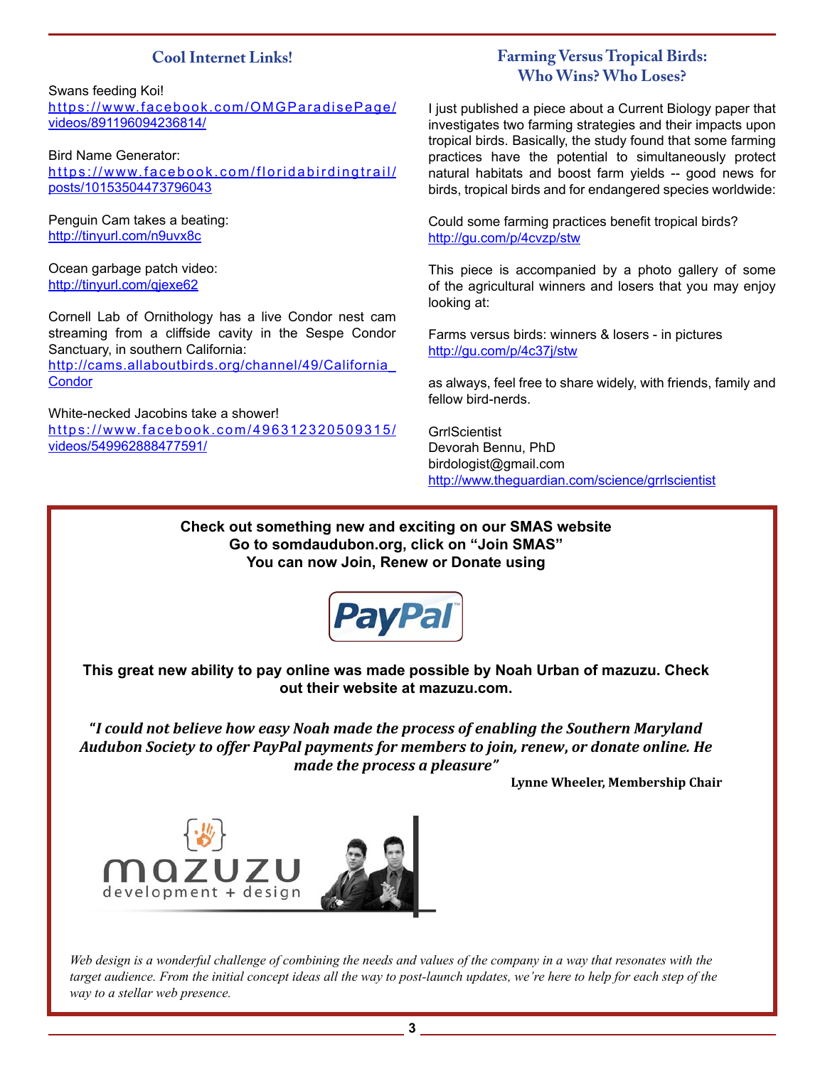## Cool Internet Links!

Swans feeding Koi!
https://www.facebook.com/OMGParadisePage/videos/891196094236814/

Bird Name Generator:
https://www.facebook.com/floridabirdingtrail/posts/10153504473796043

Penguin Cam takes a beating:
http://tinyurl.com/n9uvx8c

Ocean garbage patch video:
http://tinyurl.com/qjexe62

Cornell Lab of Ornithology has a live Condor nest cam streaming from a cliffside cavity in the Sespe Condor Sanctuary, in southern California:
http://cams.allaboutbirds.org/channel/49/California_Condor

White-necked Jacobins take a shower!
https://www.facebook.com/496312320509315/videos/549962888477591/

## Farming Versus Tropical Birds: Who Wins? Who Loses?

I just published a piece about a Current Biology paper that investigates two farming strategies and their impacts upon tropical birds. Basically, the study found that some farming practices have the potential to simultaneously protect natural habitats and boost farm yields -- good news for birds, tropical birds and for endangered species worldwide:

Could some farming practices benefit tropical birds?
http://gu.com/p/4cvzp/stw

This piece is accompanied by a photo gallery of some of the agricultural winners and losers that you may enjoy looking at:

Farms versus birds: winners & losers - in pictures
http://gu.com/p/4c37j/stw

as always, feel free to share widely, with friends, family and fellow bird-nerds.

GrrlScientist
Devorah Bennu, PhD
birdologist@gmail.com
http://www.theguardian.com/science/grrlscientist

**Check out something new and exciting on our SMAS website**
**Go to somdaudubon.org, click on "Join SMAS"**
**You can now Join, Renew or Donate using**

PayPal

**This great new ability to pay online was made possible by Noah Urban of mazuzu. Check out their website at mazuzu.com.**

***"I could not believe how easy Noah made the process of enabling the Southern Maryland Audubon Society to offer PayPal payments for members to join, renew, or donate online. He made the process a pleasure"***

**Lynne Wheeler, Membership Chair**

mazuzu development + design

*Web design is a wonderful challenge of combining the needs and values of the company in a way that resonates with the target audience. From the initial concept ideas all the way to post-launch updates, we're here to help for each step of the way to a stellar web presence.*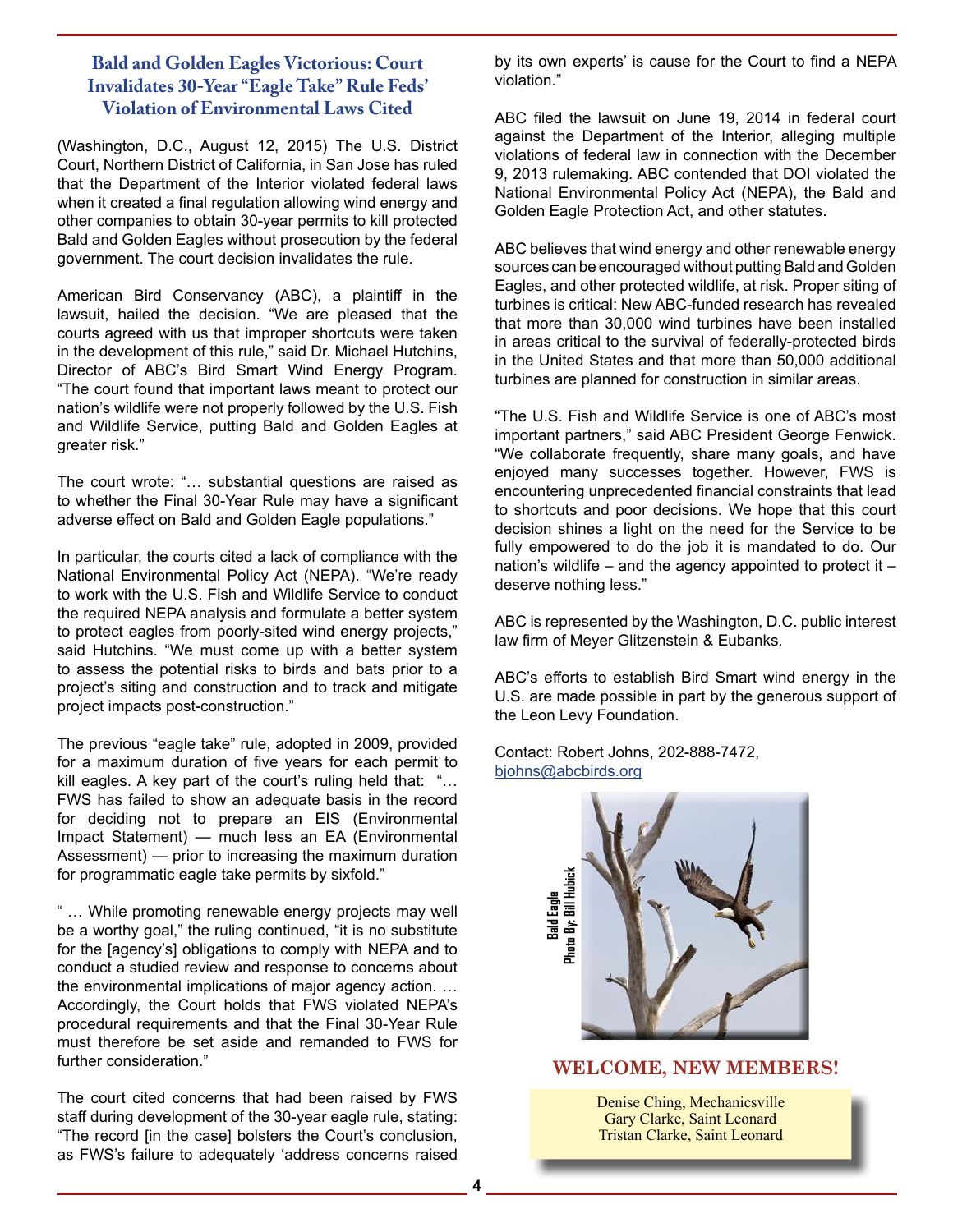## Bald and Golden Eagles Victorious: Court Invalidates 30-Year "Eagle Take" Rule Feds' Violation of Environmental Laws Cited

(Washington, D.C., August 12, 2015) The U.S. District Court, Northern District of California, in San Jose has ruled that the Department of the Interior violated federal laws when it created a final regulation allowing wind energy and other companies to obtain 30-year permits to kill protected Bald and Golden Eagles without prosecution by the federal government. The court decision invalidates the rule.

American Bird Conservancy (ABC), a plaintiff in the lawsuit, hailed the decision. "We are pleased that the courts agreed with us that improper shortcuts were taken in the development of this rule," said Dr. Michael Hutchins, Director of ABC's Bird Smart Wind Energy Program. "The court found that important laws meant to protect our nation's wildlife were not properly followed by the U.S. Fish and Wildlife Service, putting Bald and Golden Eagles at greater risk."

The court wrote: "… substantial questions are raised as to whether the Final 30-Year Rule may have a significant adverse effect on Bald and Golden Eagle populations."

In particular, the courts cited a lack of compliance with the National Environmental Policy Act (NEPA). "We're ready to work with the U.S. Fish and Wildlife Service to conduct the required NEPA analysis and formulate a better system to protect eagles from poorly-sited wind energy projects," said Hutchins. "We must come up with a better system to assess the potential risks to birds and bats prior to a project's siting and construction and to track and mitigate project impacts post-construction."

The previous "eagle take" rule, adopted in 2009, provided for a maximum duration of five years for each permit to kill eagles. A key part of the court's ruling held that: "… FWS has failed to show an adequate basis in the record for deciding not to prepare an EIS (Environmental Impact Statement) — much less an EA (Environmental Assessment) — prior to increasing the maximum duration for programmatic eagle take permits by sixfold."

" … While promoting renewable energy projects may well be a worthy goal," the ruling continued, "it is no substitute for the [agency's] obligations to comply with NEPA and to conduct a studied review and response to concerns about the environmental implications of major agency action. … Accordingly, the Court holds that FWS violated NEPA's procedural requirements and that the Final 30-Year Rule must therefore be set aside and remanded to FWS for further consideration."

The court cited concerns that had been raised by FWS staff during development of the 30-year eagle rule, stating: "The record [in the case] bolsters the Court's conclusion, as FWS's failure to adequately 'address concerns raised by its own experts' is cause for the Court to find a NEPA violation."

ABC filed the lawsuit on June 19, 2014 in federal court against the Department of the Interior, alleging multiple violations of federal law in connection with the December 9, 2013 rulemaking. ABC contended that DOI violated the National Environmental Policy Act (NEPA), the Bald and Golden Eagle Protection Act, and other statutes.

ABC believes that wind energy and other renewable energy sources can be encouraged without putting Bald and Golden Eagles, and other protected wildlife, at risk. Proper siting of turbines is critical: New ABC-funded research has revealed that more than 30,000 wind turbines have been installed in areas critical to the survival of federally-protected birds in the United States and that more than 50,000 additional turbines are planned for construction in similar areas.

"The U.S. Fish and Wildlife Service is one of ABC's most important partners," said ABC President George Fenwick. "We collaborate frequently, share many goals, and have enjoyed many successes together. However, FWS is encountering unprecedented financial constraints that lead to shortcuts and poor decisions. We hope that this court decision shines a light on the need for the Service to be fully empowered to do the job it is mandated to do. Our nation's wildlife – and the agency appointed to protect it – deserve nothing less."

ABC is represented by the Washington, D.C. public interest law firm of Meyer Glitzenstein & Eubanks.

ABC's efforts to establish Bird Smart wind energy in the U.S. are made possible in part by the generous support of the Leon Levy Foundation.

Contact: Robert Johns, 202-888-7472, bjohns@abcbirds.org

Bald Eagle
Photo By: Bill Hubick

## WELCOME, NEW MEMBERS!

Denise Ching, Mechanicsville
Gary Clarke, Saint Leonard
Tristan Clarke, Saint Leonard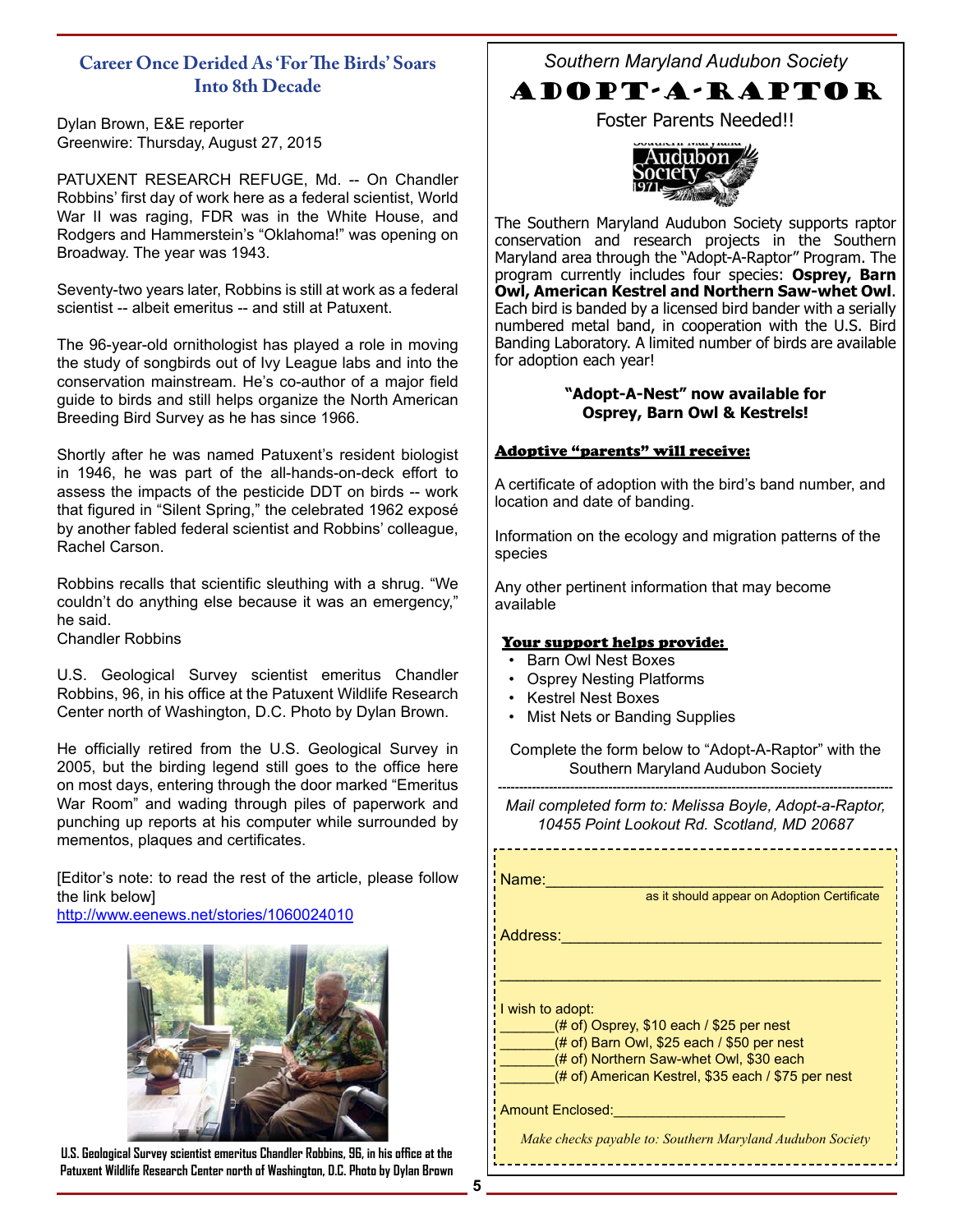## Career Once Derided As 'For The Birds' Soars Into 8th Decade

Dylan Brown, E&E reporter
Greenwire: Thursday, August 27, 2015

PATUXENT RESEARCH REFUGE, Md. -- On Chandler Robbins' first day of work here as a federal scientist, World War II was raging, FDR was in the White House, and Rodgers and Hammerstein's "Oklahoma!" was opening on Broadway. The year was 1943.

Seventy-two years later, Robbins is still at work as a federal scientist -- albeit emeritus -- and still at Patuxent.

The 96-year-old ornithologist has played a role in moving the study of songbirds out of Ivy League labs and into the conservation mainstream. He's co-author of a major field guide to birds and still helps organize the North American Breeding Bird Survey as he has since 1966.

Shortly after he was named Patuxent's resident biologist in 1946, he was part of the all-hands-on-deck effort to assess the impacts of the pesticide DDT on birds -- work that figured in "Silent Spring," the celebrated 1962 exposé by another fabled federal scientist and Robbins' colleague, Rachel Carson.

Robbins recalls that scientific sleuthing with a shrug. "We couldn't do anything else because it was an emergency," he said.
Chandler Robbins

U.S. Geological Survey scientist emeritus Chandler Robbins, 96, in his office at the Patuxent Wildlife Research Center north of Washington, D.C. Photo by Dylan Brown.

He officially retired from the U.S. Geological Survey in 2005, but the birding legend still goes to the office here on most days, entering through the door marked "Emeritus War Room" and wading through piles of paperwork and punching up reports at his computer while surrounded by mementos, plaques and certificates.

[Editor's note: to read the rest of the article, please follow the link below]
http://www.eenews.net/stories/1060024010

**U.S. Geological Survey scientist emeritus Chandler Robbins, 96, in his office at the Patuxent Wildlife Research Center north of Washington, D.C. Photo by Dylan Brown**

---

*Southern Maryland Audubon Society*

# ADOPT-A-RAPTOR

Foster Parents Needed!!

The Southern Maryland Audubon Society supports raptor conservation and research projects in the Southern Maryland area through the "Adopt-A-Raptor" Program. The program currently includes four species: **Osprey, Barn Owl, American Kestrel and Northern Saw-whet Owl**. Each bird is banded by a licensed bird bander with a serially numbered metal band, in cooperation with the U.S. Bird Banding Laboratory. A limited number of birds are available for adoption each year!

**"Adopt-A-Nest" now available for Osprey, Barn Owl & Kestrels!**

**Adoptive "parents" will receive:**

A certificate of adoption with the bird's band number, and location and date of banding.

Information on the ecology and migration patterns of the species

Any other pertinent information that may become available

**Your support helps provide:**

- Barn Owl Nest Boxes
- Osprey Nesting Platforms
- Kestrel Nest Boxes
- Mist Nets or Banding Supplies

Complete the form below to "Adopt-A-Raptor" with the Southern Maryland Audubon Society

*Mail completed form to: Melissa Boyle, Adopt-a-Raptor, 10455 Point Lookout Rd. Scotland, MD 20687*

Name:_______________________________________
as it should appear on Adoption Certificate

Address:_____________________________________

_____________________________________________

I wish to adopt:
_______(# of) Osprey, $10 each / $25 per nest
_______(# of) Barn Owl, $25 each / $50 per nest
_______(# of) Northern Saw-whet Owl, $30 each
_______(# of) American Kestrel, $35 each / $75 per nest

Amount Enclosed:____________________

*Make checks payable to: Southern Maryland Audubon Society*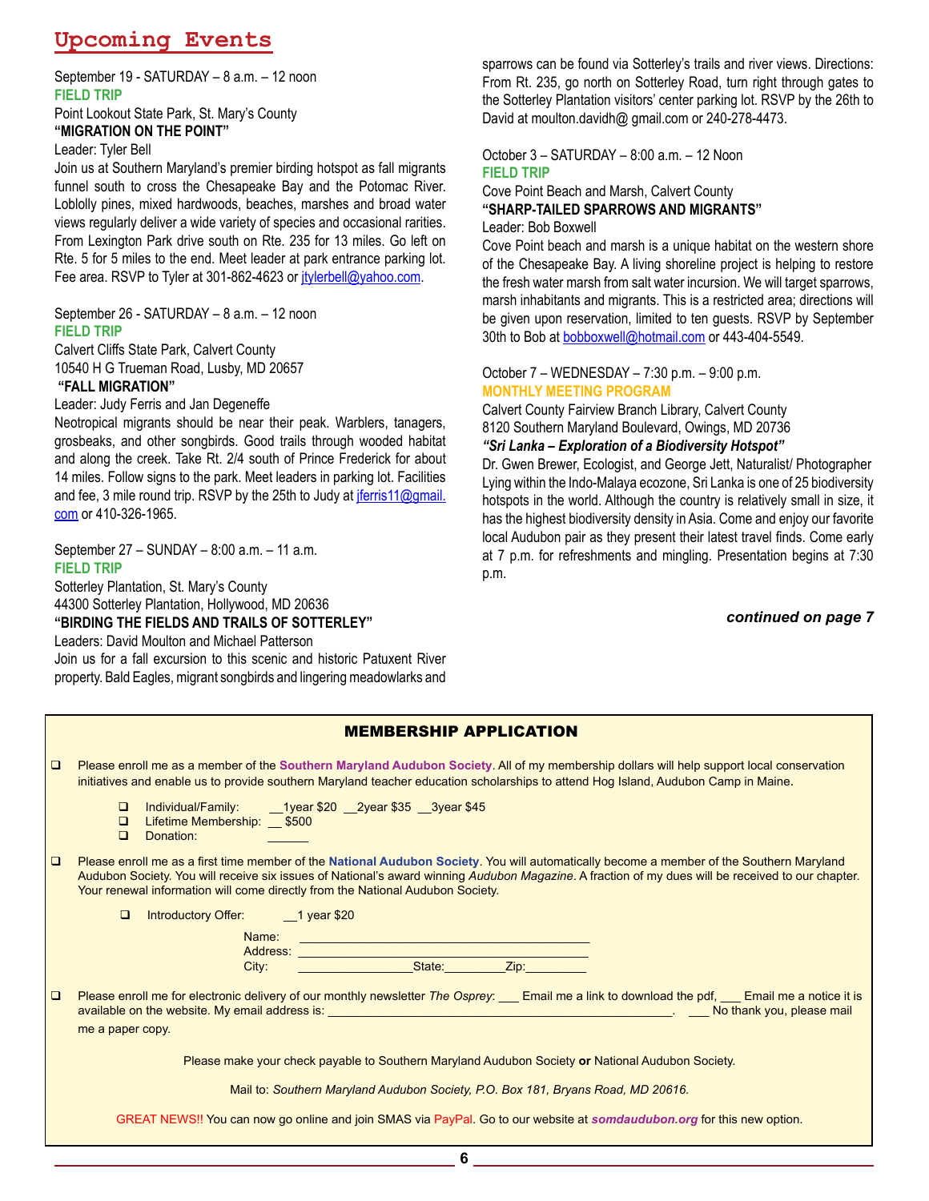# Upcoming Events

September 19 - SATURDAY – 8 a.m. – 12 noon
**FIELD TRIP**
Point Lookout State Park, St. Mary's County
**"MIGRATION ON THE POINT"**
Leader: Tyler Bell
Join us at Southern Maryland's premier birding hotspot as fall migrants funnel south to cross the Chesapeake Bay and the Potomac River. Loblolly pines, mixed hardwoods, beaches, marshes and broad water views regularly deliver a wide variety of species and occasional rarities. From Lexington Park drive south on Rte. 235 for 13 miles. Go left on Rte. 5 for 5 miles to the end. Meet leader at park entrance parking lot. Fee area. RSVP to Tyler at 301-862-4623 or jtylerbell@yahoo.com.

September 26 - SATURDAY – 8 a.m. – 12 noon
**FIELD TRIP**
Calvert Cliffs State Park, Calvert County
10540 H G Trueman Road, Lusby, MD 20657
**"FALL MIGRATION"**
Leader: Judy Ferris and Jan Degeneffe
Neotropical migrants should be near their peak. Warblers, tanagers, grosbeaks, and other songbirds. Good trails through wooded habitat and along the creek. Take Rt. 2/4 south of Prince Frederick for about 14 miles. Follow signs to the park. Meet leaders in parking lot. Facilities and fee, 3 mile round trip. RSVP by the 25th to Judy at jferris11@gmail.com or 410-326-1965.

September 27 – SUNDAY – 8:00 a.m. – 11 a.m.
**FIELD TRIP**
Sotterley Plantation, St. Mary's County
44300 Sotterley Plantation, Hollywood, MD 20636
**"BIRDING THE FIELDS AND TRAILS OF SOTTERLEY"**
Leaders: David Moulton and Michael Patterson
Join us for a fall excursion to this scenic and historic Patuxent River property. Bald Eagles, migrant songbirds and lingering meadowlarks and sparrows can be found via Sotterley's trails and river views. Directions: From Rt. 235, go north on Sotterley Road, turn right through gates to the Sotterley Plantation visitors' center parking lot. RSVP by the 26th to David at moulton.davidh@ gmail.com or 240-278-4473.

October 3 – SATURDAY – 8:00 a.m. – 12 Noon
**FIELD TRIP**
Cove Point Beach and Marsh, Calvert County
**"SHARP-TAILED SPARROWS AND MIGRANTS"**
Leader: Bob Boxwell
Cove Point beach and marsh is a unique habitat on the western shore of the Chesapeake Bay. A living shoreline project is helping to restore the fresh water marsh from salt water incursion. We will target sparrows, marsh inhabitants and migrants. This is a restricted area; directions will be given upon reservation, limited to ten guests. RSVP by September 30th to Bob at bobboxwell@hotmail.com or 443-404-5549.

October 7 – WEDNESDAY – 7:30 p.m. – 9:00 p.m.
**MONTHLY MEETING PROGRAM**
Calvert County Fairview Branch Library, Calvert County
8120 Southern Maryland Boulevard, Owings, MD 20736
***"Sri Lanka – Exploration of a Biodiversity Hotspot"***
Dr. Gwen Brewer, Ecologist, and George Jett, Naturalist/ Photographer
Lying within the Indo-Malaya ecozone, Sri Lanka is one of 25 biodiversity hotspots in the world. Although the country is relatively small in size, it has the highest biodiversity density in Asia. Come and enjoy our favorite local Audubon pair as they present their latest travel finds. Come early at 7 p.m. for refreshments and mingling. Presentation begins at 7:30 p.m.

***continued on page 7***

## MEMBERSHIP APPLICATION

❑ Please enroll me as a member of the **Southern Maryland Audubon Society**. All of my membership dollars will help support local conservation initiatives and enable us to provide southern Maryland teacher education scholarships to attend Hog Island, Audubon Camp in Maine.

- ❑ Individual/Family: __1year $20 __2year $35 __3year $45
- ❑ Lifetime Membership: __ $500
- ❑ Donation: ______

❑ Please enroll me as a first time member of the **National Audubon Society**. You will automatically become a member of the Southern Maryland Audubon Society. You will receive six issues of National's award winning *Audubon Magazine*. A fraction of my dues will be received to our chapter. Your renewal information will come directly from the National Audubon Society.

- ❑ Introductory Offer: __1 year $20

Name: ______________________________
Address: ______________________________
City: ________________ State: ________ Zip: ________

❑ Please enroll me for electronic delivery of our monthly newsletter *The Osprey*: ___ Email me a link to download the pdf, ___ Email me a notice it is available on the website. My email address is: ______________________________. ___ No thank you, please mail me a paper copy.

Please make your check payable to Southern Maryland Audubon Society **or** National Audubon Society.

Mail to: *Southern Maryland Audubon Society, P.O. Box 181, Bryans Road, MD 20616.*

GREAT NEWS!! You can now go online and join SMAS via PayPal. Go to our website at ***somdaudubon.org*** for this new option.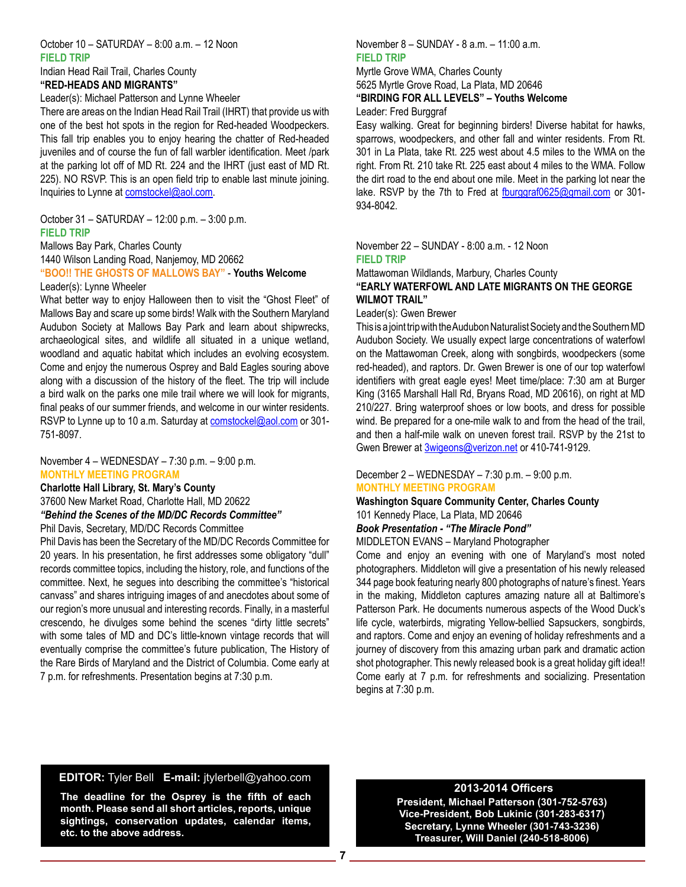October 10 – SATURDAY – 8:00 a.m. – 12 Noon

**FIELD TRIP**

Indian Head Rail Trail, Charles County

**"RED-HEADS AND MIGRANTS"**

Leader(s): Michael Patterson and Lynne Wheeler

There are areas on the Indian Head Rail Trail (IHRT) that provide us with one of the best hot spots in the region for Red-headed Woodpeckers. This fall trip enables you to enjoy hearing the chatter of Red-headed juveniles and of course the fun of fall warbler identification. Meet /park at the parking lot off of MD Rt. 224 and the IHRT (just east of MD Rt. 225). NO RSVP. This is an open field trip to enable last minute joining. Inquiries to Lynne at comstockel@aol.com.

October 31 – SATURDAY – 12:00 p.m. – 3:00 p.m.

**FIELD TRIP**

Mallows Bay Park, Charles County

1440 Wilson Landing Road, Nanjemoy, MD 20662

**"BOO!! THE GHOSTS OF MALLOWS BAY" - Youths Welcome**

Leader(s): Lynne Wheeler

What better way to enjoy Halloween then to visit the "Ghost Fleet" of Mallows Bay and scare up some birds! Walk with the Southern Maryland Audubon Society at Mallows Bay Park and learn about shipwrecks, archaeological sites, and wildlife all situated in a unique wetland, woodland and aquatic habitat which includes an evolving ecosystem. Come and enjoy the numerous Osprey and Bald Eagles souring above along with a discussion of the history of the fleet. The trip will include a bird walk on the parks one mile trail where we will look for migrants, final peaks of our summer friends, and welcome in our winter residents. RSVP to Lynne up to 10 a.m. Saturday at comstockel@aol.com or 301-751-8097.

November 4 – WEDNESDAY – 7:30 p.m. – 9:00 p.m.

**MONTHLY MEETING PROGRAM**

**Charlotte Hall Library, St. Mary's County**

37600 New Market Road, Charlotte Hall, MD 20622

***"Behind the Scenes of the MD/DC Records Committee"***

Phil Davis, Secretary, MD/DC Records Committee

Phil Davis has been the Secretary of the MD/DC Records Committee for 20 years. In his presentation, he first addresses some obligatory "dull" records committee topics, including the history, role, and functions of the committee. Next, he segues into describing the committee's "historical canvass" and shares intriguing images of and anecdotes about some of our region's more unusual and interesting records. Finally, in a masterful crescendo, he divulges some behind the scenes "dirty little secrets" with some tales of MD and DC's little-known vintage records that will eventually comprise the committee's future publication, The History of the Rare Birds of Maryland and the District of Columbia. Come early at 7 p.m. for refreshments. Presentation begins at 7:30 p.m.

November 8 – SUNDAY - 8 a.m. – 11:00 a.m.

**FIELD TRIP**

Myrtle Grove WMA, Charles County

5625 Myrtle Grove Road, La Plata, MD 20646

**"BIRDING FOR ALL LEVELS" – Youths Welcome**

Leader: Fred Burggraf

Easy walking. Great for beginning birders! Diverse habitat for hawks, sparrows, woodpeckers, and other fall and winter residents. From Rt. 301 in La Plata, take Rt. 225 west about 4.5 miles to the WMA on the right. From Rt. 210 take Rt. 225 east about 4 miles to the WMA. Follow the dirt road to the end about one mile. Meet in the parking lot near the lake. RSVP by the 7th to Fred at fburggraf0625@gmail.com or 301-934-8042.

November 22 – SUNDAY - 8:00 a.m. - 12 Noon

**FIELD TRIP**

Mattawoman Wildlands, Marbury, Charles County

**"EARLY WATERFOWL AND LATE MIGRANTS ON THE GEORGE WILMOT TRAIL"**

Leader(s): Gwen Brewer

This is a joint trip with the Audubon Naturalist Society and the Southern MD Audubon Society. We usually expect large concentrations of waterfowl on the Mattawoman Creek, along with songbirds, woodpeckers (some red-headed), and raptors. Dr. Gwen Brewer is one of our top waterfowl identifiers with great eagle eyes! Meet time/place: 7:30 am at Burger King (3165 Marshall Hall Rd, Bryans Road, MD 20616), on right at MD 210/227. Bring waterproof shoes or low boots, and dress for possible wind. Be prepared for a one-mile walk to and from the head of the trail, and then a half-mile walk on uneven forest trail. RSVP by the 21st to Gwen Brewer at 3wigeons@verizon.net or 410-741-9129.

December 2 – WEDNESDAY – 7:30 p.m. – 9:00 p.m.

**MONTHLY MEETING PROGRAM**

**Washington Square Community Center, Charles County**

101 Kennedy Place, La Plata, MD 20646

***Book Presentation - "The Miracle Pond"***

MIDDLETON EVANS – Maryland Photographer

Come and enjoy an evening with one of Maryland's most noted photographers. Middleton will give a presentation of his newly released 344 page book featuring nearly 800 photographs of nature's finest. Years in the making, Middleton captures amazing nature all at Baltimore's Patterson Park. He documents numerous aspects of the Wood Duck's life cycle, waterbirds, migrating Yellow-bellied Sapsuckers, songbirds, and raptors. Come and enjoy an evening of holiday refreshments and a journey of discovery from this amazing urban park and dramatic action shot photographer. This newly released book is a great holiday gift idea!! Come early at 7 p.m. for refreshments and socializing. Presentation begins at 7:30 p.m.

**EDITOR:** Tyler Bell **E-mail:** jtylerbell@yahoo.com

**The deadline for the Osprey is the fifth of each month. Please send all short articles, reports, unique sightings, conservation updates, calendar items, etc. to the above address.**

**2013-2014 Officers**

**President, Michael Patterson (301-752-5763)**
**Vice-President, Bob Lukinic (301-283-6317)**
**Secretary, Lynne Wheeler (301-743-3236)**
**Treasurer, Will Daniel (240-518-8006)**